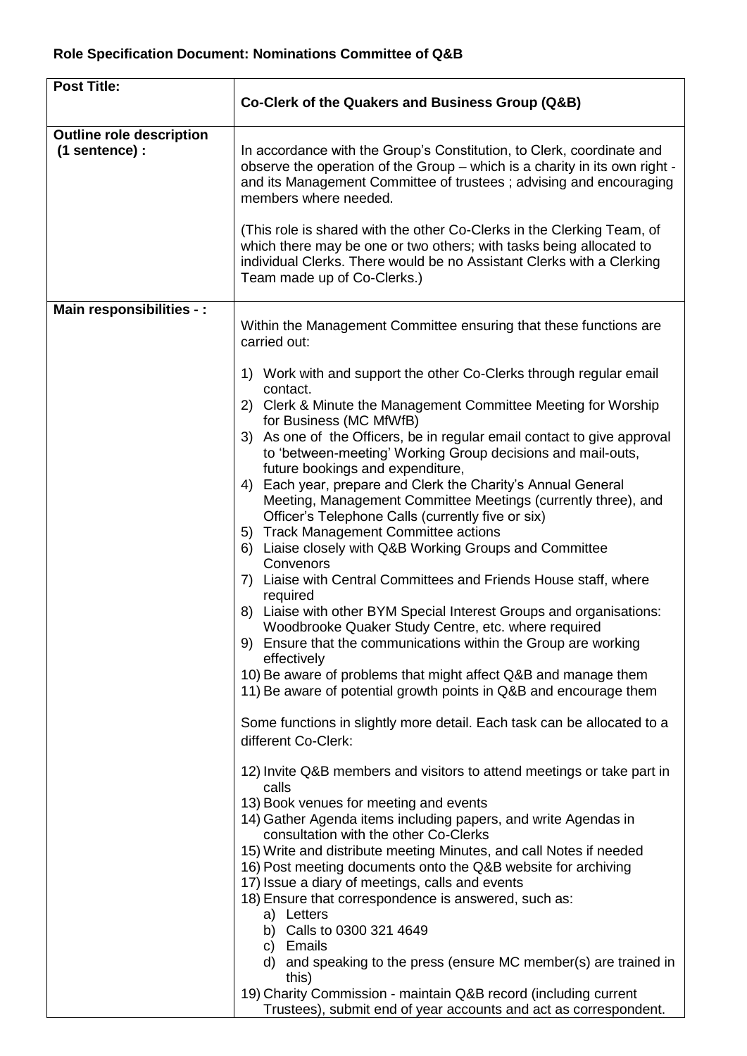**Role Specification Document: Nominations Committee of Q&B**

| **Post Title:** | **Co-Clerk of the Quakers and Business Group (Q&B)** |
|---|---|
| **Outline role description (1 sentence) :** | In accordance with the Group's Constitution, to Clerk, coordinate and observe the operation of the Group – which is a charity in its own right - and its Management Committee of trustees ; advising and encouraging members where needed.<br><br>(This role is shared with the other Co-Clerks in the Clerking Team, of which there may be one or two others; with tasks being allocated to individual Clerks. There would be no Assistant Clerks with a Clerking Team made up of Co-Clerks.) |
| **Main responsibilities - :** | Within the Management Committee ensuring that these functions are carried out:<br><br>1) Work with and support the other Co-Clerks through regular email contact.<br>2) Clerk & Minute the Management Committee Meeting for Worship for Business (MC MfWfB)<br>3) As one of the Officers, be in regular email contact to give approval to 'between-meeting' Working Group decisions and mail-outs, future bookings and expenditure,<br>4) Each year, prepare and Clerk the Charity's Annual General Meeting, Management Committee Meetings (currently three), and Officer's Telephone Calls (currently five or six)<br>5) Track Management Committee actions<br>6) Liaise closely with Q&B Working Groups and Committee Convenors<br>7) Liaise with Central Committees and Friends House staff, where required<br>8) Liaise with other BYM Special Interest Groups and organisations: Woodbrooke Quaker Study Centre, etc. where required<br>9) Ensure that the communications within the Group are working effectively<br>10) Be aware of problems that might affect Q&B and manage them<br>11) Be aware of potential growth points in Q&B and encourage them<br><br>Some functions in slightly more detail. Each task can be allocated to a different Co-Clerk:<br><br>12) Invite Q&B members and visitors to attend meetings or take part in calls<br>13) Book venues for meeting and events<br>14) Gather Agenda items including papers, and write Agendas in consultation with the other Co-Clerks<br>15) Write and distribute meeting Minutes, and call Notes if needed<br>16) Post meeting documents onto the Q&B website for archiving<br>17) Issue a diary of meetings, calls and events<br>18) Ensure that correspondence is answered, such as:<br>&nbsp;&nbsp;&nbsp;a) Letters<br>&nbsp;&nbsp;&nbsp;b) Calls to 0300 321 4649<br>&nbsp;&nbsp;&nbsp;c) Emails<br>&nbsp;&nbsp;&nbsp;d) and speaking to the press (ensure MC member(s) are trained in this)<br>19) Charity Commission - maintain Q&B record (including current Trustees), submit end of year accounts and act as correspondent. |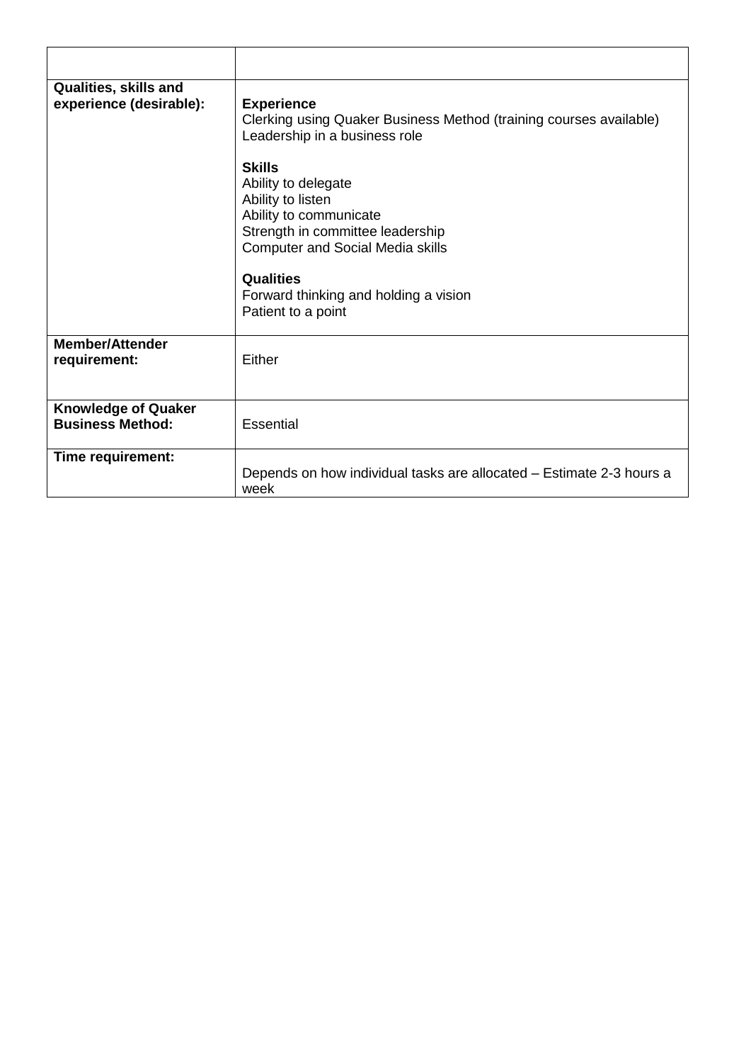| | |
|---|---|
| | |
| **Qualities, skills and experience (desirable):** | **Experience**<br>Clerking using Quaker Business Method (training courses available)<br>Leadership in a business role<br><br>**Skills**<br>Ability to delegate<br>Ability to listen<br>Ability to communicate<br>Strength in committee leadership<br>Computer and Social Media skills<br><br>**Qualities**<br>Forward thinking and holding a vision<br>Patient to a point |
| **Member/Attender requirement:** | Either |
| **Knowledge of Quaker Business Method:** | Essential |
| **Time requirement:** | Depends on how individual tasks are allocated – Estimate 2-3 hours a week |